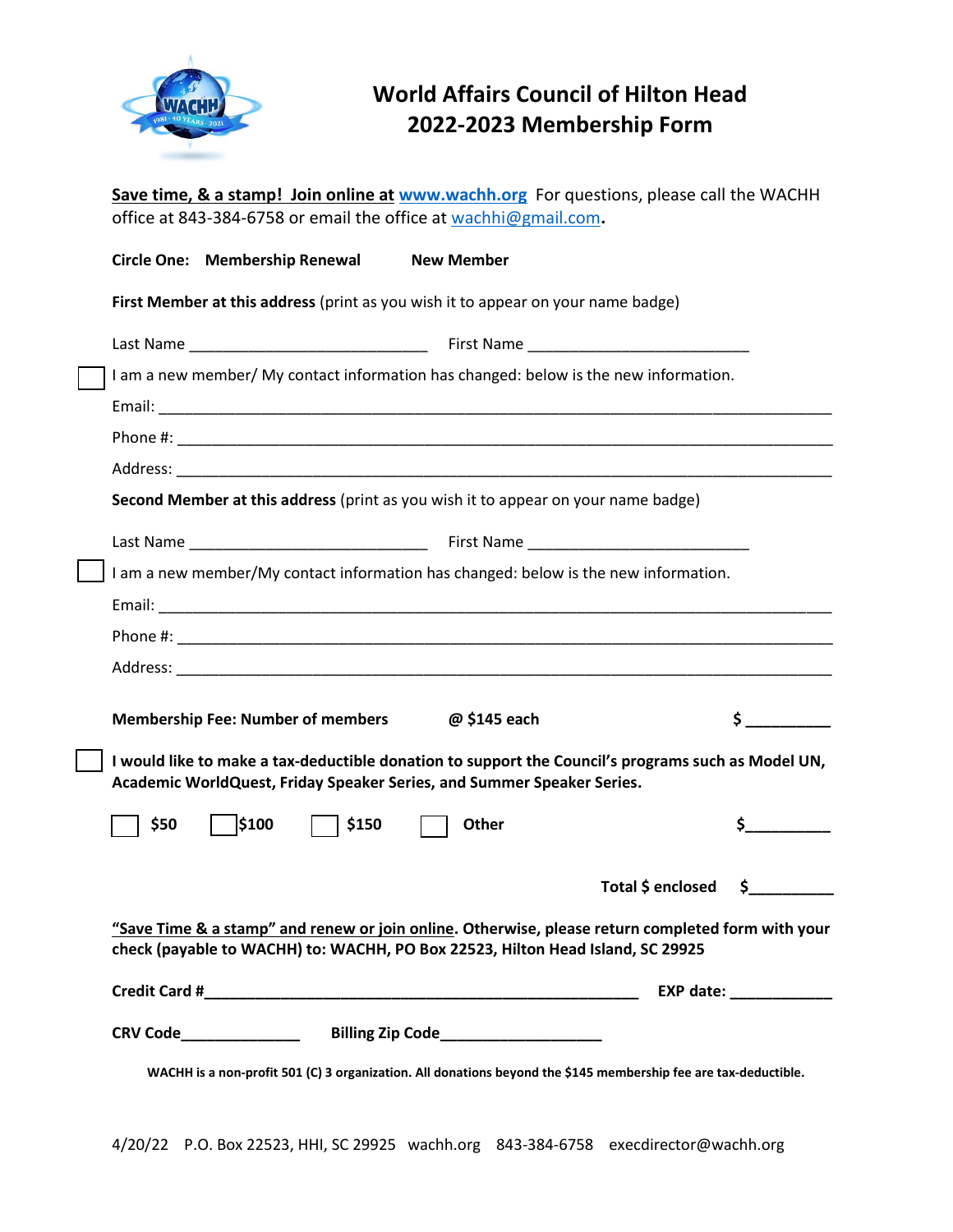# World Affairs Council of Hilton Head
## 2022-2023 Membership Form

**Save time, & a stamp! Join online at www.wachh.org** For questions, please call the WACHH office at 843-384-6758 or email the office at wachhi@gmail.com.

**Circle One: Membership Renewal New Member**

**First Member at this address** (print as you wish it to appear on your name badge)

Last Name ____________________________ First Name __________________________

☐ I am a new member/ My contact information has changed: below is the new information.

Email: ________________________________________________________________________________

Phone #: ______________________________________________________________________________

Address: ______________________________________________________________________________

**Second Member at this address** (print as you wish it to appear on your name badge)

Last Name ____________________________ First Name __________________________

☐ I am a new member/My contact information has changed: below is the new information.

Email: ________________________________________________________________________________

Phone #: ______________________________________________________________________________

Address: ______________________________________________________________________________

**Membership Fee: Number of members @ $145 each $ __________**

☐ **I would like to make a tax-deductible donation to support the Council's programs such as Model UN, Academic WorldQuest, Friday Speaker Series, and Summer Speaker Series.**

☐ **$50** ☐ **$100** ☐ **$150** ☐ **Other** **$__________**

**Total $ enclosed $__________**

**"Save Time & a stamp" and renew or join online. Otherwise, please return completed form with your check (payable to WACHH) to: WACHH, PO Box 22523, Hilton Head Island, SC 29925**

**Credit Card #____________________________________________________ EXP date: ____________**

**CRV Code______________ Billing Zip Code___________________**

**WACHH is a non-profit 501 (C) 3 organization. All donations beyond the $145 membership fee are tax-deductible.**

4/20/22 P.O. Box 22523, HHI, SC 29925 wachh.org 843-384-6758 execdirector@wachh.org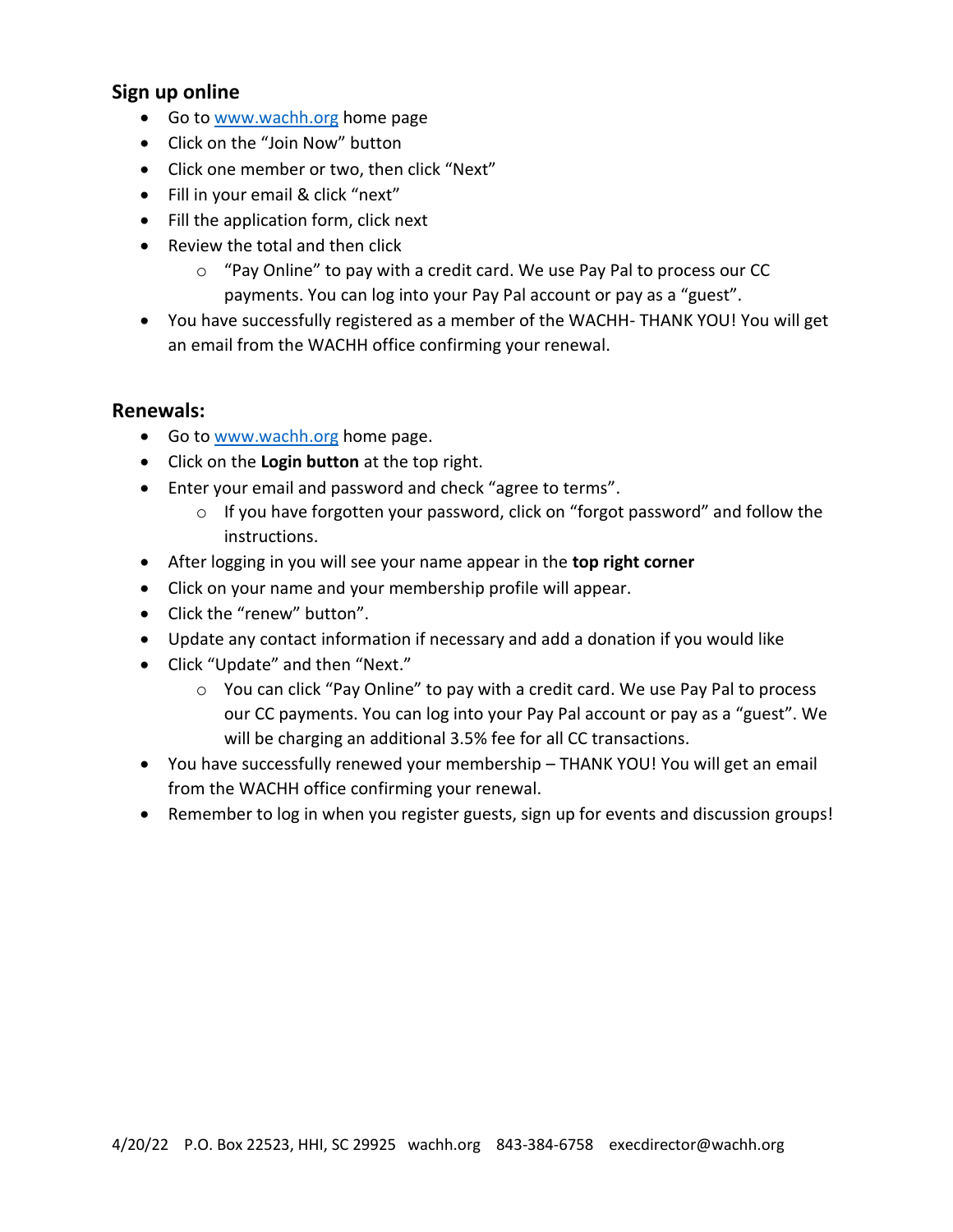## Sign up online

- Go to www.wachh.org home page
- Click on the "Join Now" button
- Click one member or two, then click "Next"
- Fill in your email & click "next"
- Fill the application form, click next
- Review the total and then click
  - "Pay Online" to pay with a credit card. We use Pay Pal to process our CC payments. You can log into your Pay Pal account or pay as a "guest".
- You have successfully registered as a member of the WACHH- THANK YOU! You will get an email from the WACHH office confirming your renewal.

## Renewals:

- Go to www.wachh.org home page.
- Click on the **Login button** at the top right.
- Enter your email and password and check "agree to terms".
  - If you have forgotten your password, click on "forgot password" and follow the instructions.
- After logging in you will see your name appear in the **top right corner**
- Click on your name and your membership profile will appear.
- Click the "renew" button".
- Update any contact information if necessary and add a donation if you would like
- Click "Update" and then "Next."
  - You can click "Pay Online" to pay with a credit card. We use Pay Pal to process our CC payments. You can log into your Pay Pal account or pay as a "guest". We will be charging an additional 3.5% fee for all CC transactions.
- You have successfully renewed your membership – THANK YOU! You will get an email from the WACHH office confirming your renewal.
- Remember to log in when you register guests, sign up for events and discussion groups!

4/20/22 P.O. Box 22523, HHI, SC 29925 wachh.org 843-384-6758 execdirector@wachh.org